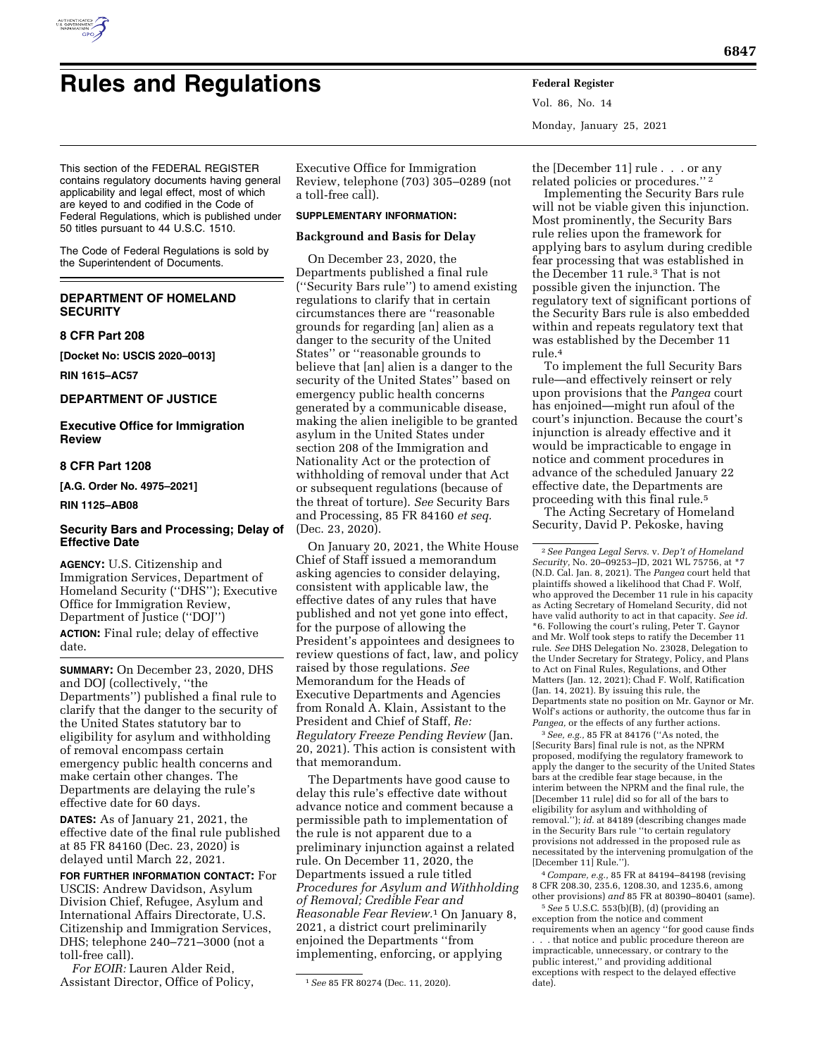# Rules and Regulations

This section of the FEDERAL REGISTER contains regulatory documents having general applicability and legal effect, most of which are keyed to and codified in the Code of Federal Regulations, which is published under 50 titles pursuant to 44 U.S.C. 1510.

The Code of Federal Regulations is sold by the Superintendent of Documents.

## DEPARTMENT OF HOMELAND SECURITY

### 8 CFR Part 208

**[Docket No: USCIS 2020–0013]**

**RIN 1615–AC57**

## DEPARTMENT OF JUSTICE

### Executive Office for Immigration Review

### 8 CFR Part 1208

**[A.G. Order No. 4975–2021]**

**RIN 1125–AB08**

### Security Bars and Processing; Delay of Effective Date

**AGENCY:** U.S. Citizenship and Immigration Services, Department of Homeland Security ("DHS"); Executive Office for Immigration Review, Department of Justice ("DOJ")

**ACTION:** Final rule; delay of effective date.

**SUMMARY:** On December 23, 2020, DHS and DOJ (collectively, "the Departments") published a final rule to clarify that the danger to the security of the United States statutory bar to eligibility for asylum and withholding of removal encompass certain emergency public health concerns and make certain other changes. The Departments are delaying the rule's effective date for 60 days.

**DATES:** As of January 21, 2021, the effective date of the final rule published at 85 FR 84160 (Dec. 23, 2020) is delayed until March 22, 2021.

**FOR FURTHER INFORMATION CONTACT:** For USCIS: Andrew Davidson, Asylum Division Chief, Refugee, Asylum and International Affairs Directorate, U.S. Citizenship and Immigration Services, DHS; telephone 240–721–3000 (not a toll-free call).

*For EOIR:* Lauren Alder Reid, Assistant Director, Office of Policy, Executive Office for Immigration Review, telephone (703) 305–0289 (not a toll-free call).

**SUPPLEMENTARY INFORMATION:**

**Background and Basis for Delay**

On December 23, 2020, the Departments published a final rule ("Security Bars rule") to amend existing regulations to clarify that in certain circumstances there are "reasonable grounds for regarding [an] alien as a danger to the security of the United States" or "reasonable grounds to believe that [an] alien is a danger to the security of the United States" based on emergency public health concerns generated by a communicable disease, making the alien ineligible to be granted asylum in the United States under section 208 of the Immigration and Nationality Act or the protection of withholding of removal under that Act or subsequent regulations (because of the threat of torture). *See* Security Bars and Processing, 85 FR 84160 *et seq.* (Dec. 23, 2020).

On January 20, 2021, the White House Chief of Staff issued a memorandum asking agencies to consider delaying, consistent with applicable law, the effective dates of any rules that have published and not yet gone into effect, for the purpose of allowing the President's appointees and designees to review questions of fact, law, and policy raised by those regulations. *See* Memorandum for the Heads of Executive Departments and Agencies from Ronald A. Klain, Assistant to the President and Chief of Staff, *Re: Regulatory Freeze Pending Review* (Jan. 20, 2021). This action is consistent with that memorandum.

The Departments have good cause to delay this rule's effective date without advance notice and comment because a permissible path to implementation of the rule is not apparent due to a preliminary injunction against a related rule. On December 11, 2020, the Departments issued a rule titled *Procedures for Asylum and Withholding of Removal; Credible Fear and Reasonable Fear Review.*[1] On January 8, 2021, a district court preliminarily enjoined the Departments "from implementing, enforcing, or applying the [December 11] rule . . . or any related policies or procedures."[2]

Implementing the Security Bars rule will not be viable given this injunction. Most prominently, the Security Bars rule relies upon the framework for applying bars to asylum during credible fear processing that was established in the December 11 rule.[3] That is not possible given the injunction. The regulatory text of significant portions of the Security Bars rule is also embedded within and repeats regulatory text that was established by the December 11 rule.[4]

To implement the full Security Bars rule—and effectively reinsert or rely upon provisions that the *Pangea* court has enjoined—might run afoul of the court's injunction. Because the court's injunction is already effective and it would be impracticable to engage in notice and comment procedures in advance of the scheduled January 22 effective date, the Departments are proceeding with this final rule.[5]

The Acting Secretary of Homeland Security, David P. Pekoske, having

---

[1] *See* 85 FR 80274 (Dec. 11, 2020).

[2] *See Pangea Legal Servs.* v. *Dep't of Homeland Security,* No. 20–09253–JD, 2021 WL 75756, at *7 (N.D. Cal. Jan. 8, 2021). The *Pangea* court held that plaintiffs showed a likelihood that Chad F. Wolf, who approved the December 11 rule in his capacity as Acting Secretary of Homeland Security, did not have valid authority to act in that capacity. *See id.* *6. Following the court's ruling, Peter T. Gaynor and Mr. Wolf took steps to ratify the December 11 rule. *See* DHS Delegation No. 23028, Delegation to the Under Secretary for Strategy, Policy, and Plans to Act on Final Rules, Regulations, and Other Matters (Jan. 12, 2021); Chad F. Wolf, Ratification (Jan. 14, 2021). By issuing this rule, the Departments state no position on Mr. Gaynor or Mr. Wolf's actions or authority, the outcome thus far in *Pangea,* or the effects of any further actions.

[3] *See, e.g.,* 85 FR at 84176 ("As noted, the [Security Bars] final rule is not, as the NPRM proposed, modifying the regulatory framework to apply the danger to the security of the United States bars at the credible fear stage because, in the interim between the NPRM and the final rule, the [December 11 rule] did so for all of the bars to eligibility for asylum and withholding of removal."); *id.* at 84189 (describing changes made in the Security Bars rule "to certain regulatory provisions not addressed in the proposed rule as necessitated by the intervening promulgation of the [December 11] Rule.").

[4] *Compare, e.g.,* 85 FR at 84194–84198 (revising 8 CFR 208.30, 235.6, 1208.30, and 1235.6, among other provisions) *and* 85 FR at 80390–80401 (same).

[5] *See* 5 U.S.C. 553(b)(B), (d) (providing an exception from the notice and comment requirements when an agency "for good cause finds . . . that notice and public procedure thereon are impracticable, unnecessary, or contrary to the public interest," and providing additional exceptions with respect to the delayed effective date).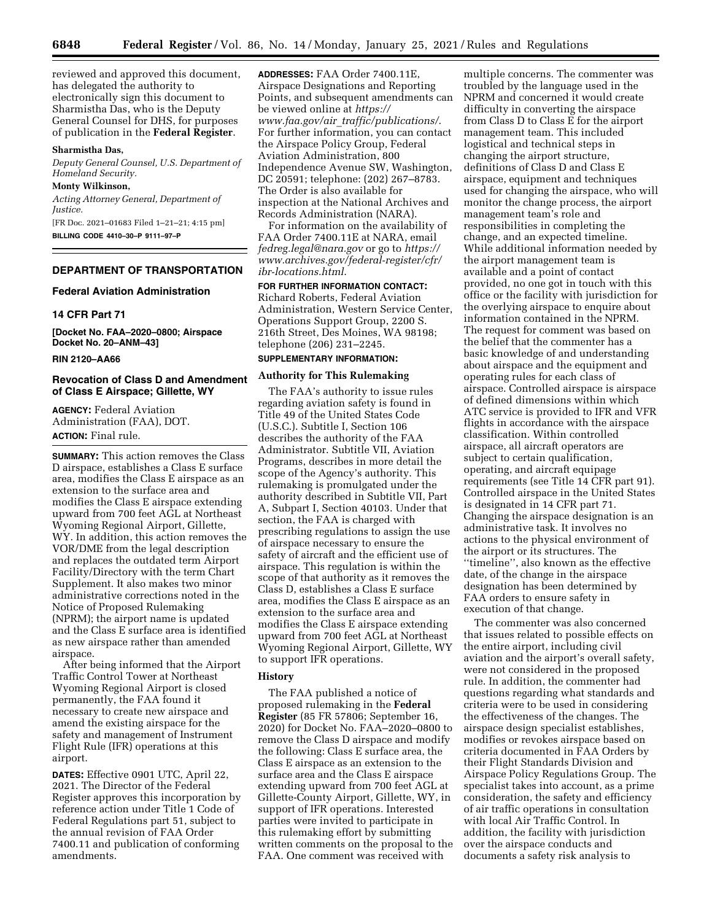reviewed and approved this document, has delegated the authority to electronically sign this document to Sharmistha Das, who is the Deputy General Counsel for DHS, for purposes of publication in the **Federal Register**.

**Sharmistha Das,**

*Deputy General Counsel, U.S. Department of Homeland Security.*

**Monty Wilkinson,**

*Acting Attorney General, Department of Justice.*

[FR Doc. 2021–01683 Filed 1–21–21; 4:15 pm]

**BILLING CODE 4410–30–P 9111–97–P**

## DEPARTMENT OF TRANSPORTATION

### Federal Aviation Administration

### 14 CFR Part 71

**[Docket No. FAA–2020–0800; Airspace Docket No. 20–ANM–43]**

**RIN 2120–AA66**

### Revocation of Class D and Amendment of Class E Airspace; Gillette, WY

**AGENCY:** Federal Aviation Administration (FAA), DOT.

**ACTION:** Final rule.

**SUMMARY:** This action removes the Class D airspace, establishes a Class E surface area, modifies the Class E airspace as an extension to the surface area and modifies the Class E airspace extending upward from 700 feet AGL at Northeast Wyoming Regional Airport, Gillette, WY. In addition, this action removes the VOR/DME from the legal description and replaces the outdated term Airport Facility/Directory with the term Chart Supplement. It also makes two minor administrative corrections noted in the Notice of Proposed Rulemaking (NPRM); the airport name is updated and the Class E surface area is identified as new airspace rather than amended airspace.

After being informed that the Airport Traffic Control Tower at Northeast Wyoming Regional Airport is closed permanently, the FAA found it necessary to create new airspace and amend the existing airspace for the safety and management of Instrument Flight Rule (IFR) operations at this airport.

**DATES:** Effective 0901 UTC, April 22, 2021. The Director of the Federal Register approves this incorporation by reference action under Title 1 Code of Federal Regulations part 51, subject to the annual revision of FAA Order 7400.11 and publication of conforming amendments.

**ADDRESSES:** FAA Order 7400.11E, Airspace Designations and Reporting Points, and subsequent amendments can be viewed online at *https://www.faa.gov/air_traffic/publications/*. For further information, you can contact the Airspace Policy Group, Federal Aviation Administration, 800 Independence Avenue SW, Washington, DC 20591; telephone: (202) 267–8783. The Order is also available for inspection at the National Archives and Records Administration (NARA).

For information on the availability of FAA Order 7400.11E at NARA, email *fedreg.legal@nara.gov* or go to *https://www.archives.gov/federal-register/cfr/ibr-locations.html*.

**FOR FURTHER INFORMATION CONTACT:** Richard Roberts, Federal Aviation Administration, Western Service Center, Operations Support Group, 2200 S. 216th Street, Des Moines, WA 98198; telephone (206) 231–2245.

**SUPPLEMENTARY INFORMATION:**

### Authority for This Rulemaking

The FAA's authority to issue rules regarding aviation safety is found in Title 49 of the United States Code (U.S.C.). Subtitle I, Section 106 describes the authority of the FAA Administrator. Subtitle VII, Aviation Programs, describes in more detail the scope of the Agency's authority. This rulemaking is promulgated under the authority described in Subtitle VII, Part A, Subpart I, Section 40103. Under that section, the FAA is charged with prescribing regulations to assign the use of airspace necessary to ensure the safety of aircraft and the efficient use of airspace. This regulation is within the scope of that authority as it removes the Class D, establishes a Class E surface area, modifies the Class E airspace as an extension to the surface area and modifies the Class E airspace extending upward from 700 feet AGL at Northeast Wyoming Regional Airport, Gillette, WY to support IFR operations.

### History

The FAA published a notice of proposed rulemaking in the **Federal Register** (85 FR 57806; September 16, 2020) for Docket No. FAA–2020–0800 to remove the Class D airspace and modify the following: Class E surface area, the Class E airspace as an extension to the surface area and the Class E airspace extending upward from 700 feet AGL at Gillette-County Airport, Gillette, WY, in support of IFR operations. Interested parties were invited to participate in this rulemaking effort by submitting written comments on the proposal to the FAA. One comment was received with multiple concerns. The commenter was troubled by the language used in the NPRM and concerned it would create difficulty in converting the airspace from Class D to Class E for the airport management team. This included logistical and technical steps in changing the airport structure, definitions of Class D and Class E airspace, equipment and techniques used for changing the airspace, who will monitor the change process, the airport management team's role and responsibilities in completing the change, and an expected timeline. While additional information needed by the airport management team is available and a point of contact provided, no one got in touch with this office or the facility with jurisdiction for the overlying airspace to enquire about information contained in the NPRM. The request for comment was based on the belief that the commenter has a basic knowledge of and understanding about airspace and the equipment and operating rules for each class of airspace. Controlled airspace is airspace of defined dimensions within which ATC service is provided to IFR and VFR flights in accordance with the airspace classification. Within controlled airspace, all aircraft operators are subject to certain qualification, operating, and aircraft equipage requirements (see Title 14 CFR part 91). Controlled airspace in the United States is designated in 14 CFR part 71. Changing the airspace designation is an administrative task. It involves no actions to the physical environment of the airport or its structures. The ''timeline'', also known as the effective date, of the change in the airspace designation has been determined by FAA orders to ensure safety in execution of that change.

The commenter was also concerned that issues related to possible effects on the entire airport, including civil aviation and the airport's overall safety, were not considered in the proposed rule. In addition, the commenter had questions regarding what standards and criteria were to be used in considering the effectiveness of the changes. The airspace design specialist establishes, modifies or revokes airspace based on criteria documented in FAA Orders by their Flight Standards Division and Airspace Policy Regulations Group. The specialist takes into account, as a prime consideration, the safety and efficiency of air traffic operations in consultation with local Air Traffic Control. In addition, the facility with jurisdiction over the airspace conducts and documents a safety risk analysis to